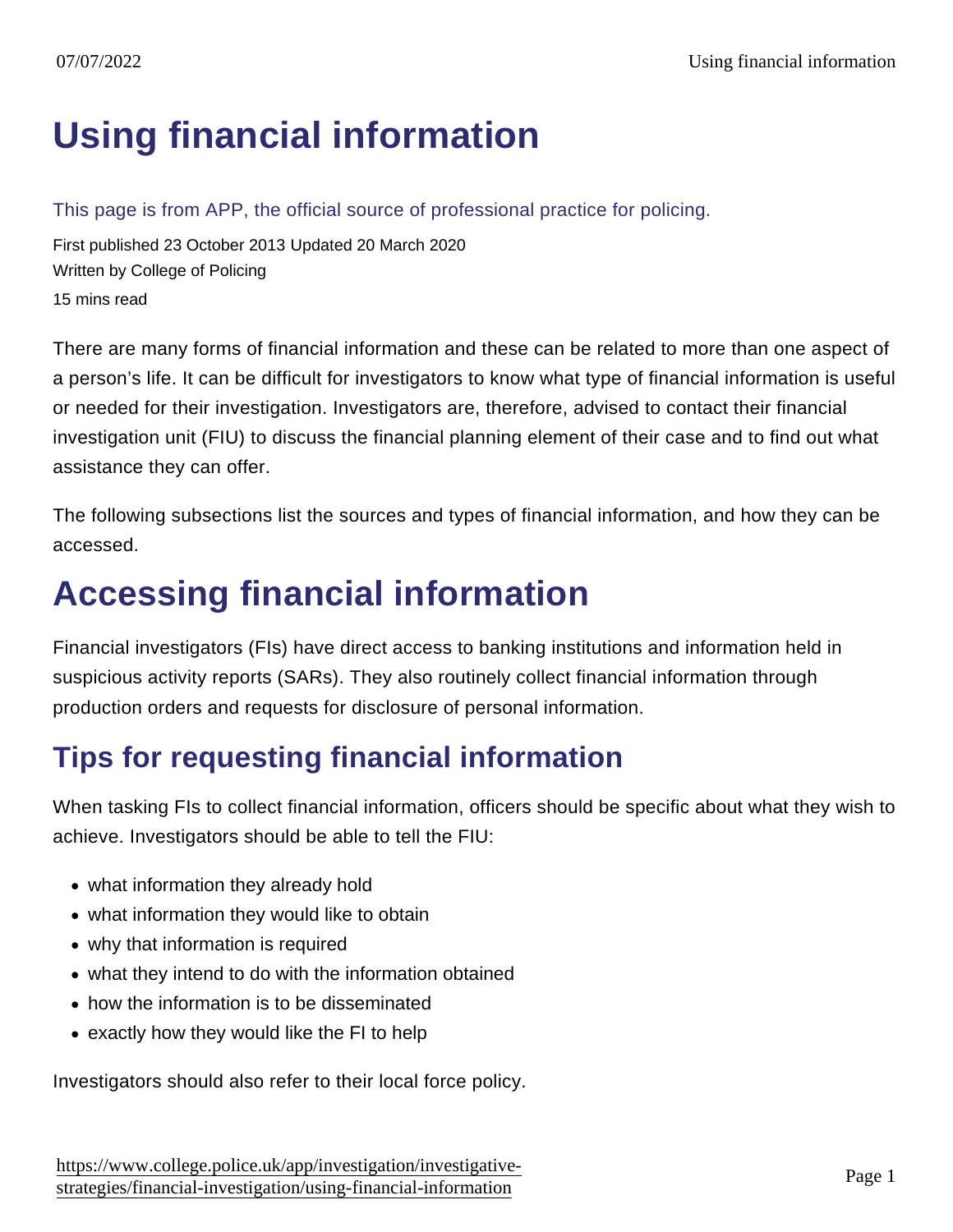# Using financial information

This page is from APP, the official source of professional practice for policing.

First published 23 October 2013 Updated 20 March 2020
Written by College of Policing
15 mins read

There are many forms of financial information and these can be related to more than one aspect of a person's life. It can be difficult for investigators to know what type of financial information is useful or needed for their investigation. Investigators are, therefore, advised to contact their financial investigation unit (FIU) to discuss the financial planning element of their case and to find out what assistance they can offer.

The following subsections list the sources and types of financial information, and how they can be accessed.

# Accessing financial information

Financial investigators (FIs) have direct access to banking institutions and information held in suspicious activity reports (SARs). They also routinely collect financial information through production orders and requests for disclosure of personal information.

## Tips for requesting financial information

When tasking FIs to collect financial information, officers should be specific about what they wish to achieve. Investigators should be able to tell the FIU:

- what information they already hold
- what information they would like to obtain
- why that information is required
- what they intend to do with the information obtained
- how the information is to be disseminated
- exactly how they would like the FI to help

Investigators should also refer to their local force policy.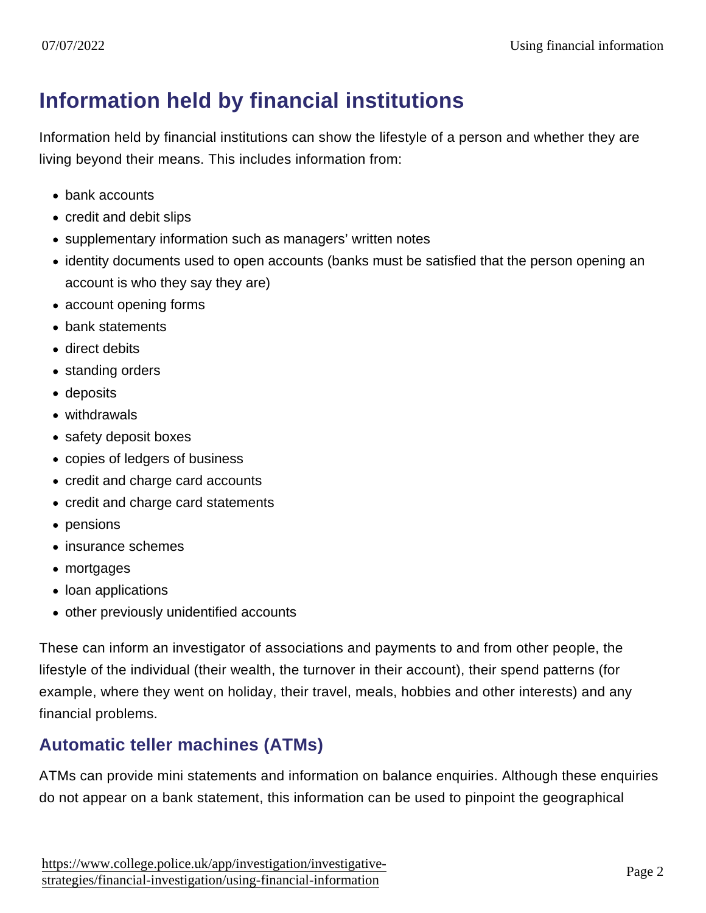## Information held by financial institutions

Information held by financial institutions can show the lifestyle of a person and whether they are living beyond their means. This includes information from:

- bank accounts
- credit and debit slips
- supplementary information such as managers' written notes
- identity documents used to open accounts (banks must be satisfied that the person opening an account is who they say they are)
- account opening forms
- bank statements
- direct debits
- standing orders
- deposits
- withdrawals
- safety deposit boxes
- copies of ledgers of business
- credit and charge card accounts
- credit and charge card statements
- pensions
- insurance schemes
- mortgages
- loan applications
- other previously unidentified accounts

These can inform an investigator of associations and payments to and from other people, the lifestyle of the individual (their wealth, the turnover in their account), their spend patterns (for example, where they went on holiday, their travel, meals, hobbies and other interests) and any financial problems.

### Automatic teller machines (ATMs)

ATMs can provide mini statements and information on balance enquiries. Although these enquiries do not appear on a bank statement, this information can be used to pinpoint the geographical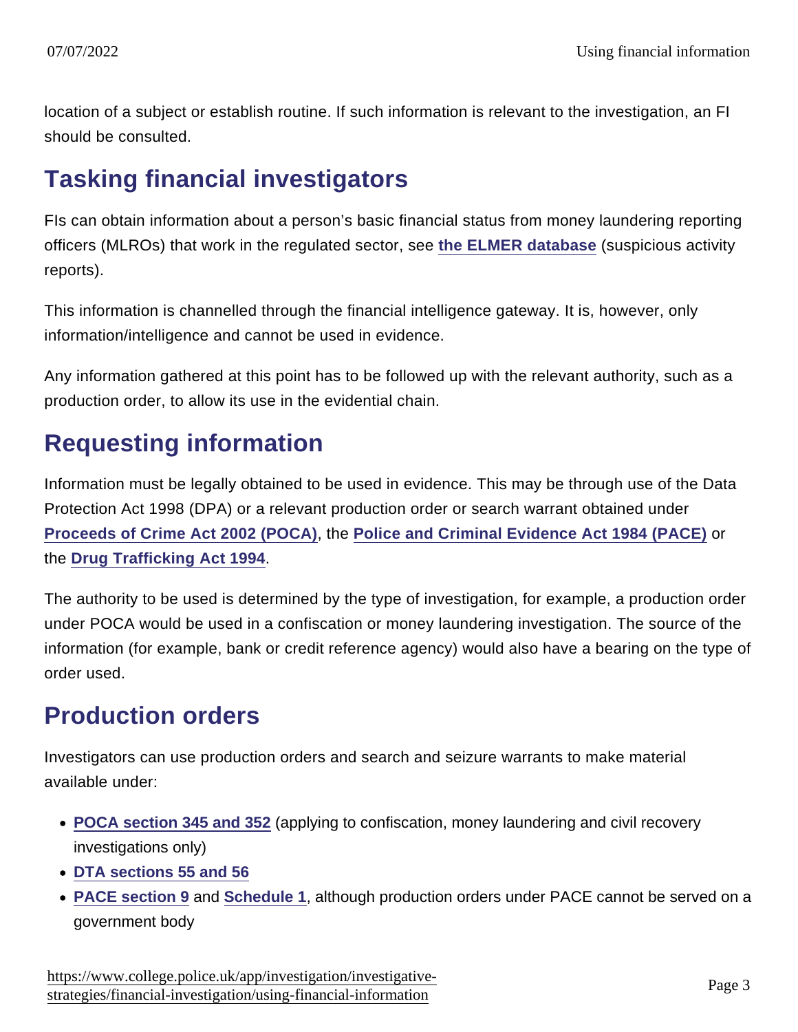location of a subject or establish routine. If such information is relevant to the investigation, an FI should be consulted.

## Tasking financial investigators

FIs can obtain information about a person's basic financial status from money laundering reporting officers (MLROs) that work in the regulated sector, see **the ELMER database** (suspicious activity reports).

This information is channelled through the financial intelligence gateway. It is, however, only information/intelligence and cannot be used in evidence.

Any information gathered at this point has to be followed up with the relevant authority, such as a production order, to allow its use in the evidential chain.

## Requesting information

Information must be legally obtained to be used in evidence. This may be through use of the Data Protection Act 1998 (DPA) or a relevant production order or search warrant obtained under **Proceeds of Crime Act 2002 (POCA)**, the **Police and Criminal Evidence Act 1984 (PACE)** or the **Drug Trafficking Act 1994**.

The authority to be used is determined by the type of investigation, for example, a production order under POCA would be used in a confiscation or money laundering investigation. The source of the information (for example, bank or credit reference agency) would also have a bearing on the type of order used.

## Production orders

Investigators can use production orders and search and seizure warrants to make material available under:

- **POCA section 345 and 352** (applying to confiscation, money laundering and civil recovery investigations only)
- **DTA sections 55 and 56**
- **PACE section 9** and **Schedule 1**, although production orders under PACE cannot be served on a government body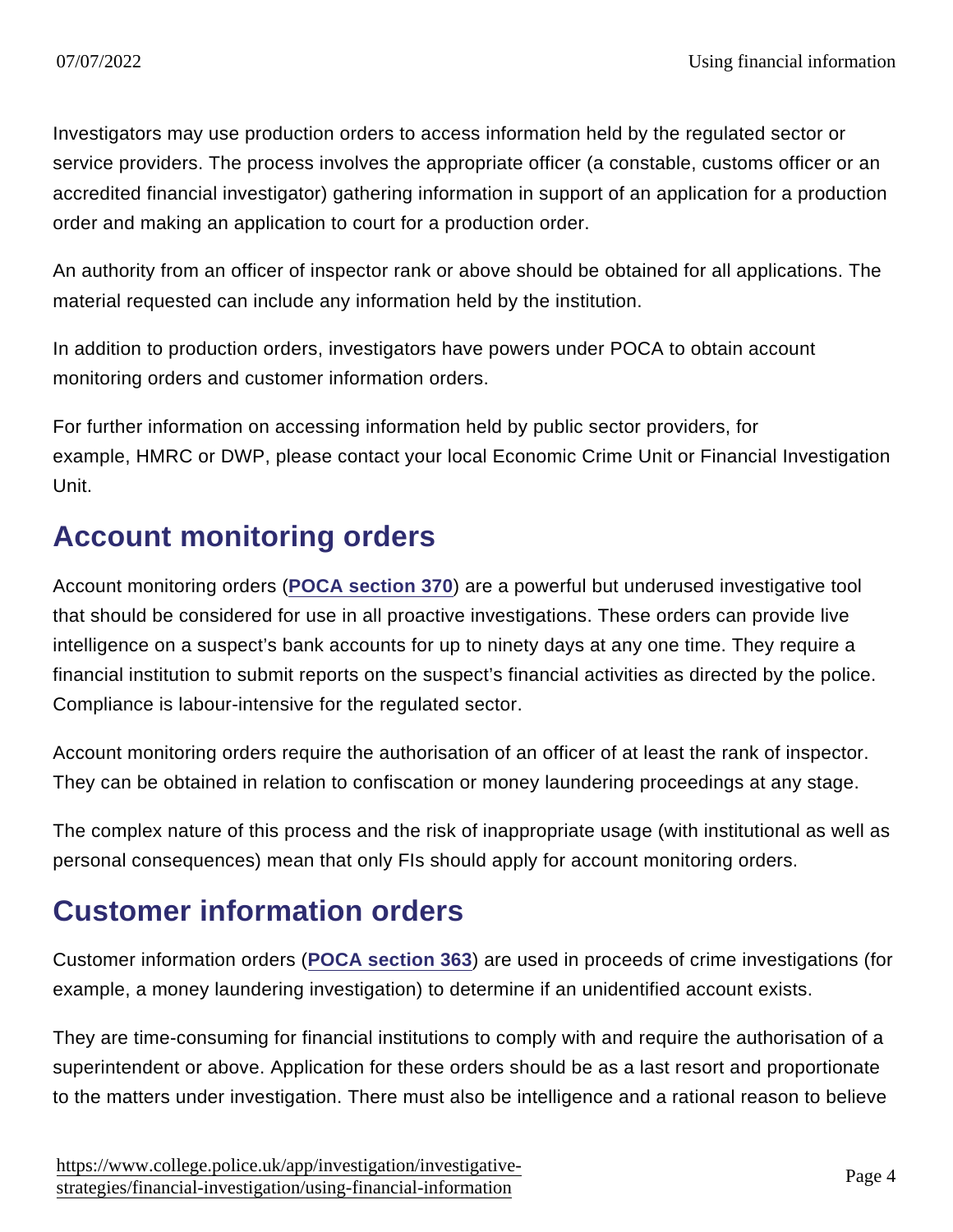Investigators may use production orders to access information held by the regulated sector or service providers. The process involves the appropriate officer (a constable, customs officer or an accredited financial investigator) gathering information in support of an application for a production order and making an application to court for a production order.

An authority from an officer of inspector rank or above should be obtained for all applications. The material requested can include any information held by the institution.

In addition to production orders, investigators have powers under POCA to obtain account monitoring orders and customer information orders.

For further information on accessing information held by public sector providers, for example, HMRC or DWP, please contact your local Economic Crime Unit or Financial Investigation Unit.

## Account monitoring orders

Account monitoring orders (**POCA section 370**) are a powerful but underused investigative tool that should be considered for use in all proactive investigations. These orders can provide live intelligence on a suspect's bank accounts for up to ninety days at any one time. They require a financial institution to submit reports on the suspect's financial activities as directed by the police. Compliance is labour-intensive for the regulated sector.

Account monitoring orders require the authorisation of an officer of at least the rank of inspector. They can be obtained in relation to confiscation or money laundering proceedings at any stage.

The complex nature of this process and the risk of inappropriate usage (with institutional as well as personal consequences) mean that only FIs should apply for account monitoring orders.

## Customer information orders

Customer information orders (**POCA section 363**) are used in proceeds of crime investigations (for example, a money laundering investigation) to determine if an unidentified account exists.

They are time-consuming for financial institutions to comply with and require the authorisation of a superintendent or above. Application for these orders should be as a last resort and proportionate to the matters under investigation. There must also be intelligence and a rational reason to believe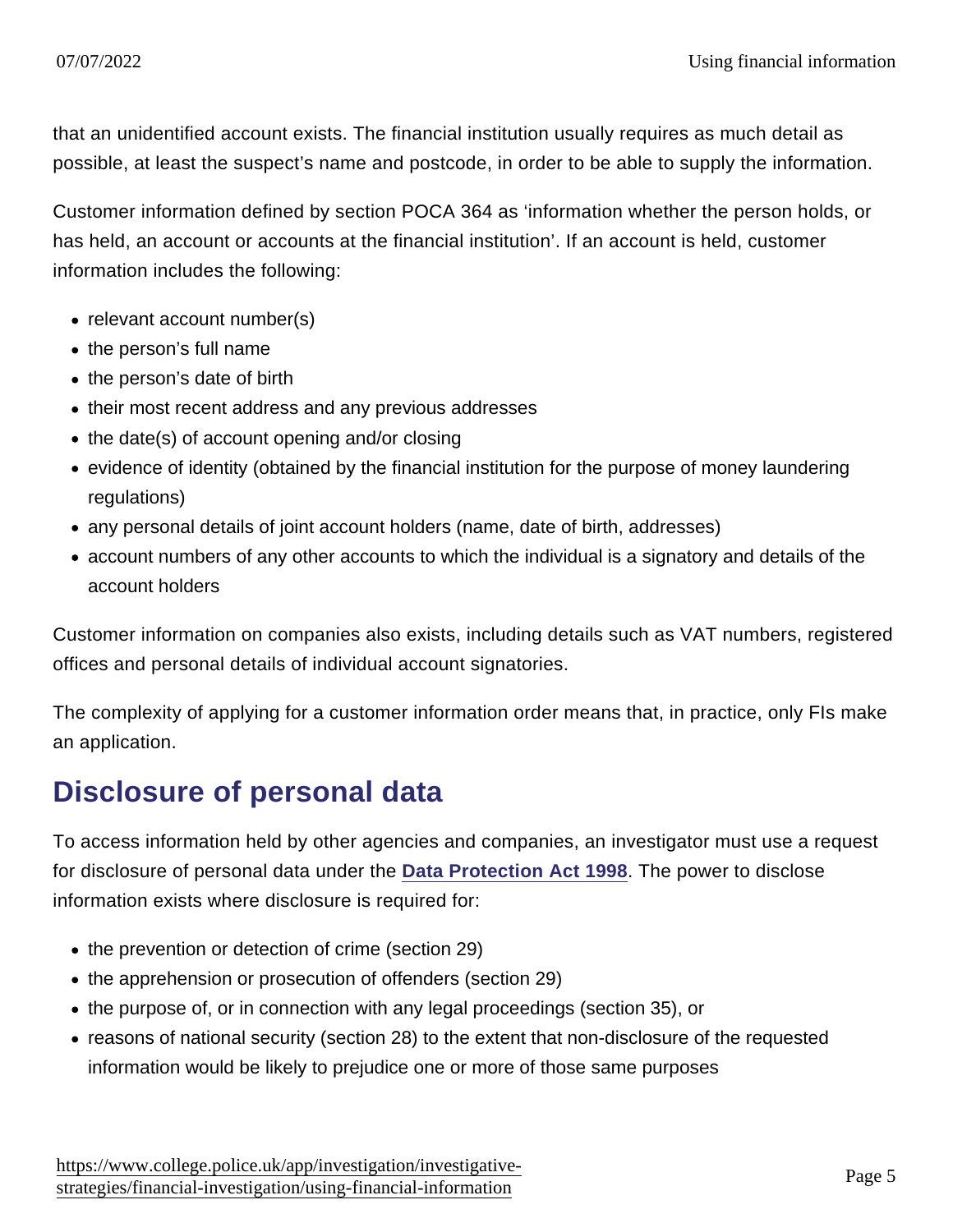that an unidentified account exists. The financial institution usually requires as much detail as possible, at least the suspect's name and postcode, in order to be able to supply the information.

Customer information defined by section POCA 364 as 'information whether the person holds, or has held, an account or accounts at the financial institution'. If an account is held, customer information includes the following:

- relevant account number(s)
- the person's full name
- the person's date of birth
- their most recent address and any previous addresses
- the date(s) of account opening and/or closing
- evidence of identity (obtained by the financial institution for the purpose of money laundering regulations)
- any personal details of joint account holders (name, date of birth, addresses)
- account numbers of any other accounts to which the individual is a signatory and details of the account holders

Customer information on companies also exists, including details such as VAT numbers, registered offices and personal details of individual account signatories.

The complexity of applying for a customer information order means that, in practice, only FIs make an application.

## Disclosure of personal data

To access information held by other agencies and companies, an investigator must use a request for disclosure of personal data under the **Data Protection Act 1998**. The power to disclose information exists where disclosure is required for:

- the prevention or detection of crime (section 29)
- the apprehension or prosecution of offenders (section 29)
- the purpose of, or in connection with any legal proceedings (section 35), or
- reasons of national security (section 28) to the extent that non-disclosure of the requested information would be likely to prejudice one or more of those same purposes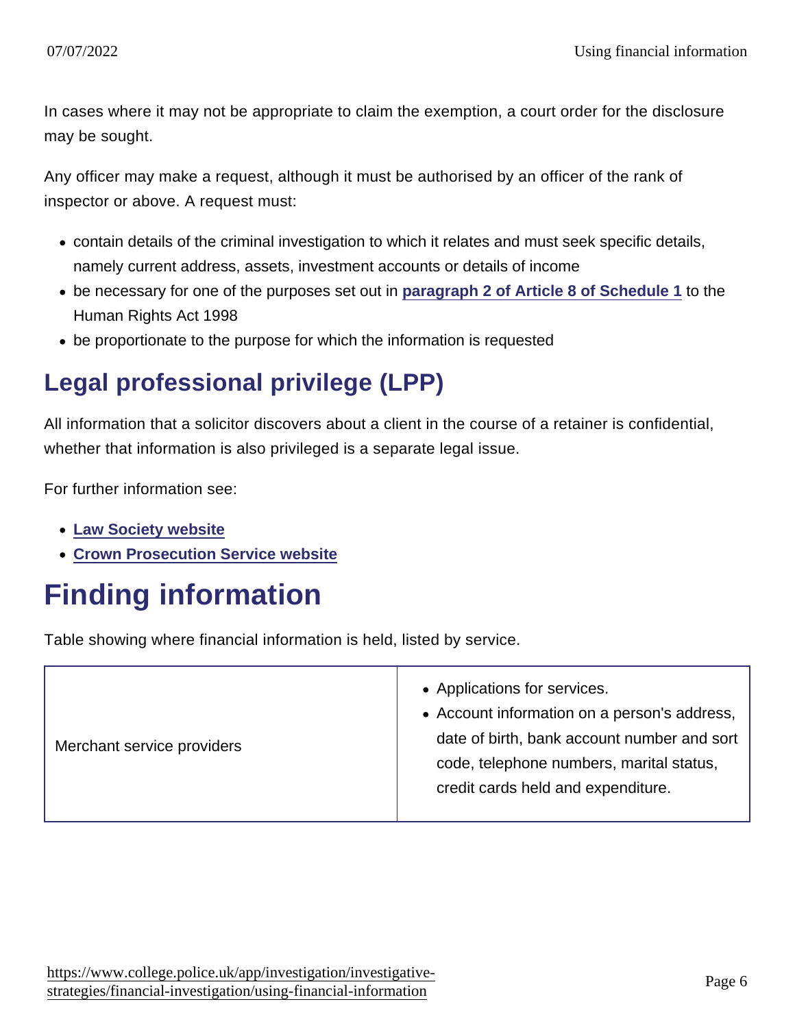In cases where it may not be appropriate to claim the exemption, a court order for the disclosure may be sought.

Any officer may make a request, although it must be authorised by an officer of the rank of inspector or above. A request must:

- contain details of the criminal investigation to which it relates and must seek specific details, namely current address, assets, investment accounts or details of income
- be necessary for one of the purposes set out in paragraph 2 of Article 8 of Schedule 1 to the Human Rights Act 1998
- be proportionate to the purpose for which the information is requested

## Legal professional privilege (LPP)

All information that a solicitor discovers about a client in the course of a retainer is confidential, whether that information is also privileged is a separate legal issue.

For further information see:

- Law Society website
- Crown Prosecution Service website

# Finding information

Table showing where financial information is held, listed by service.

| | |
|---|---|
| Merchant service providers | • Applications for services.<br>• Account information on a person's address, date of birth, bank account number and sort code, telephone numbers, marital status, credit cards held and expenditure. |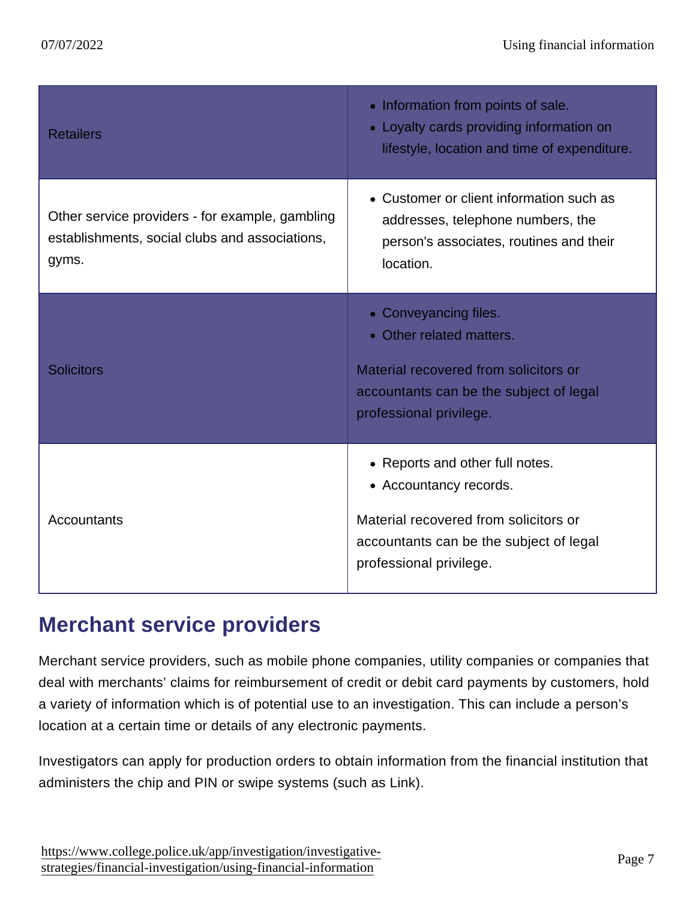| | |
|---|---|
| Retailers | • Information from points of sale.<br>• Loyalty cards providing information on lifestyle, location and time of expenditure. |
| Other service providers - for example, gambling establishments, social clubs and associations, gyms. | • Customer or client information such as addresses, telephone numbers, the person's associates, routines and their location. |
| Solicitors | • Conveyancing files.<br>• Other related matters.<br><br>Material recovered from solicitors or accountants can be the subject of legal professional privilege. |
| Accountants | • Reports and other full notes.<br>• Accountancy records.<br><br>Material recovered from solicitors or accountants can be the subject of legal professional privilege. |

## Merchant service providers

Merchant service providers, such as mobile phone companies, utility companies or companies that deal with merchants' claims for reimbursement of credit or debit card payments by customers, hold a variety of information which is of potential use to an investigation. This can include a person's location at a certain time or details of any electronic payments.

Investigators can apply for production orders to obtain information from the financial institution that administers the chip and PIN or swipe systems (such as Link).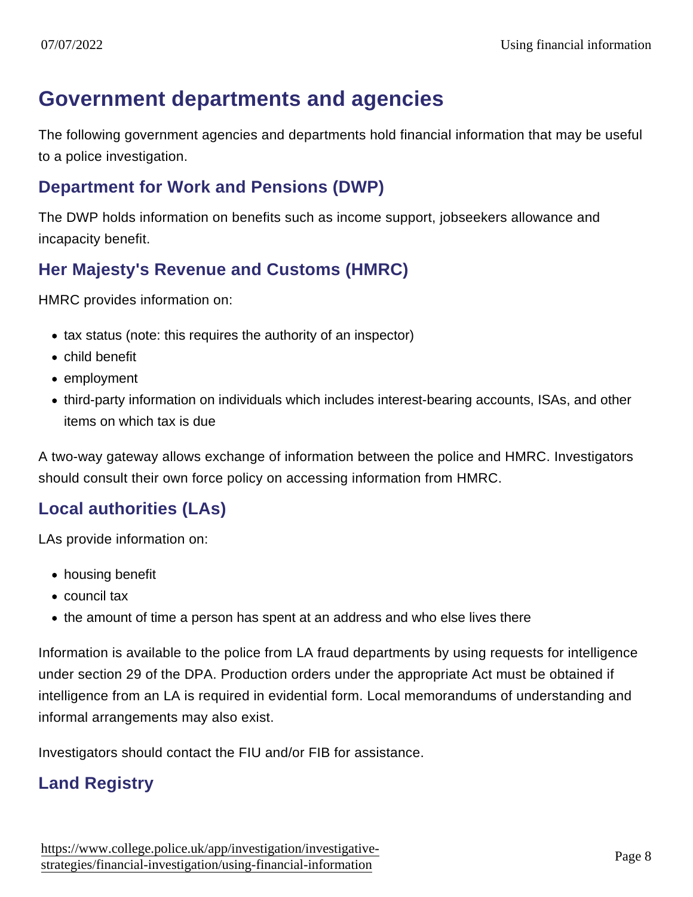## Government departments and agencies

The following government agencies and departments hold financial information that may be useful to a police investigation.

### Department for Work and Pensions (DWP)

The DWP holds information on benefits such as income support, jobseekers allowance and incapacity benefit.

### Her Majesty's Revenue and Customs (HMRC)

HMRC provides information on:

- tax status (note: this requires the authority of an inspector)
- child benefit
- employment
- third-party information on individuals which includes interest-bearing accounts, ISAs, and other items on which tax is due

A two-way gateway allows exchange of information between the police and HMRC. Investigators should consult their own force policy on accessing information from HMRC.

### Local authorities (LAs)

LAs provide information on:

- housing benefit
- council tax
- the amount of time a person has spent at an address and who else lives there

Information is available to the police from LA fraud departments by using requests for intelligence under section 29 of the DPA. Production orders under the appropriate Act must be obtained if intelligence from an LA is required in evidential form. Local memorandums of understanding and informal arrangements may also exist.

Investigators should contact the FIU and/or FIB for assistance.

### Land Registry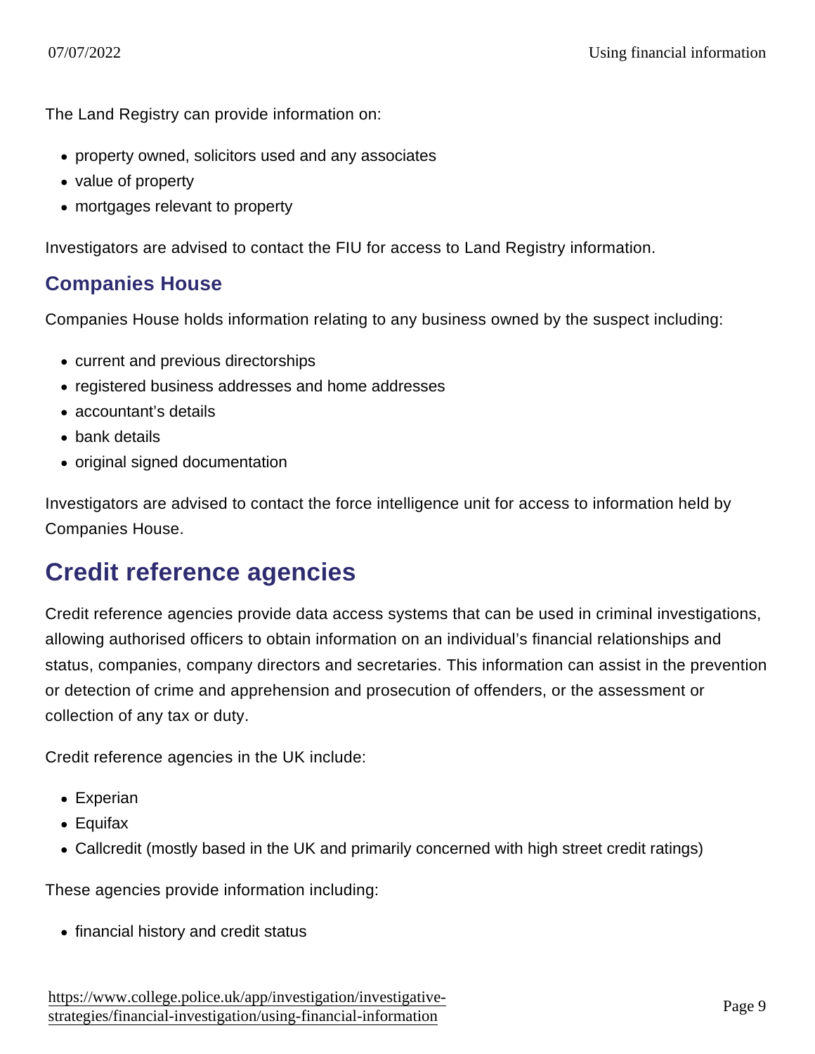The Land Registry can provide information on:

- property owned, solicitors used and any associates
- value of property
- mortgages relevant to property

Investigators are advised to contact the FIU for access to Land Registry information.

### Companies House

Companies House holds information relating to any business owned by the suspect including:

- current and previous directorships
- registered business addresses and home addresses
- accountant's details
- bank details
- original signed documentation

Investigators are advised to contact the force intelligence unit for access to information held by Companies House.

## Credit reference agencies

Credit reference agencies provide data access systems that can be used in criminal investigations, allowing authorised officers to obtain information on an individual's financial relationships and status, companies, company directors and secretaries. This information can assist in the prevention or detection of crime and apprehension and prosecution of offenders, or the assessment or collection of any tax or duty.

Credit reference agencies in the UK include:

- Experian
- Equifax
- Callcredit (mostly based in the UK and primarily concerned with high street credit ratings)

These agencies provide information including:

- financial history and credit status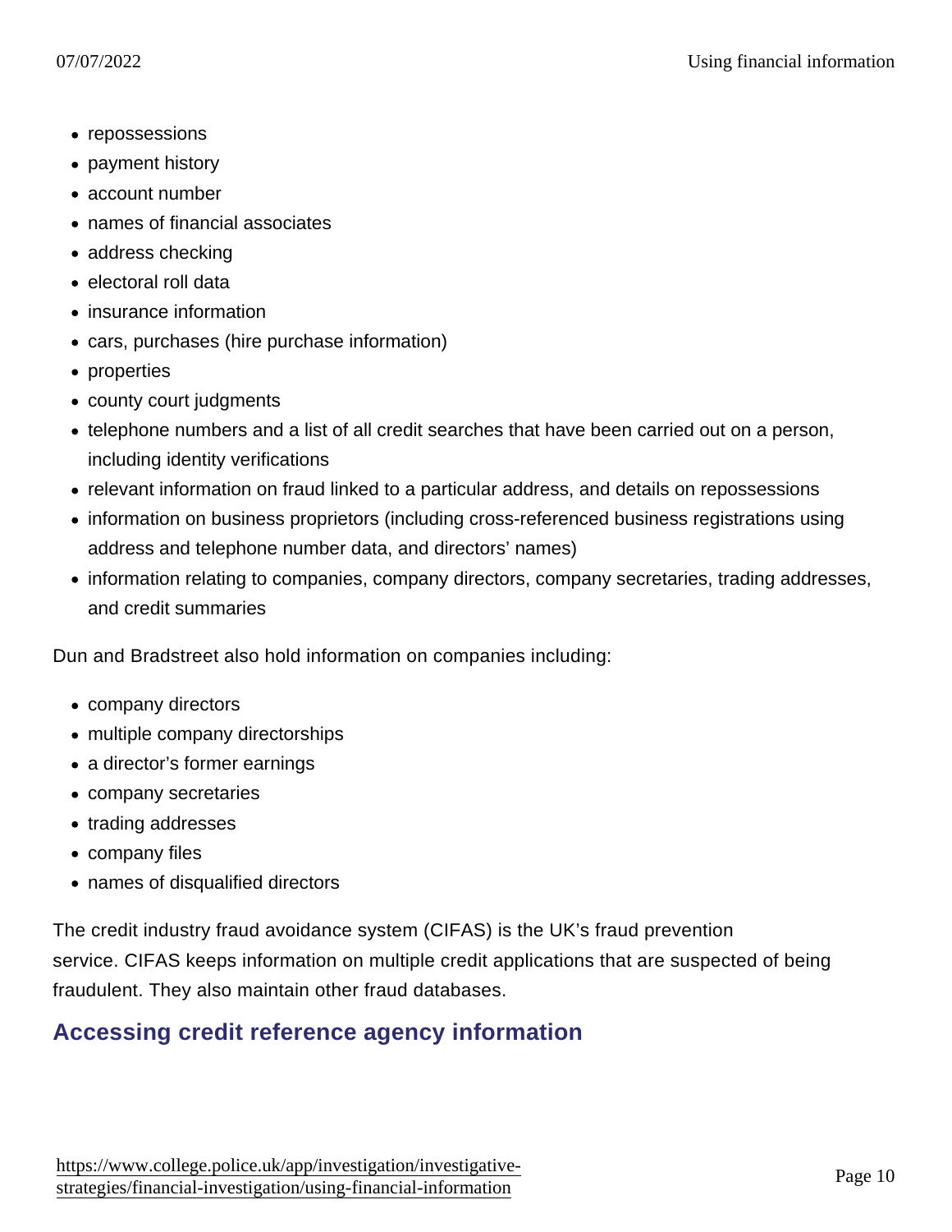- repossessions
- payment history
- account number
- names of financial associates
- address checking
- electoral roll data
- insurance information
- cars, purchases (hire purchase information)
- properties
- county court judgments
- telephone numbers and a list of all credit searches that have been carried out on a person, including identity verifications
- relevant information on fraud linked to a particular address, and details on repossessions
- information on business proprietors (including cross-referenced business registrations using address and telephone number data, and directors' names)
- information relating to companies, company directors, company secretaries, trading addresses, and credit summaries

Dun and Bradstreet also hold information on companies including:

- company directors
- multiple company directorships
- a director's former earnings
- company secretaries
- trading addresses
- company files
- names of disqualified directors

The credit industry fraud avoidance system (CIFAS) is the UK's fraud prevention service. CIFAS keeps information on multiple credit applications that are suspected of being fraudulent. They also maintain other fraud databases.

## Accessing credit reference agency information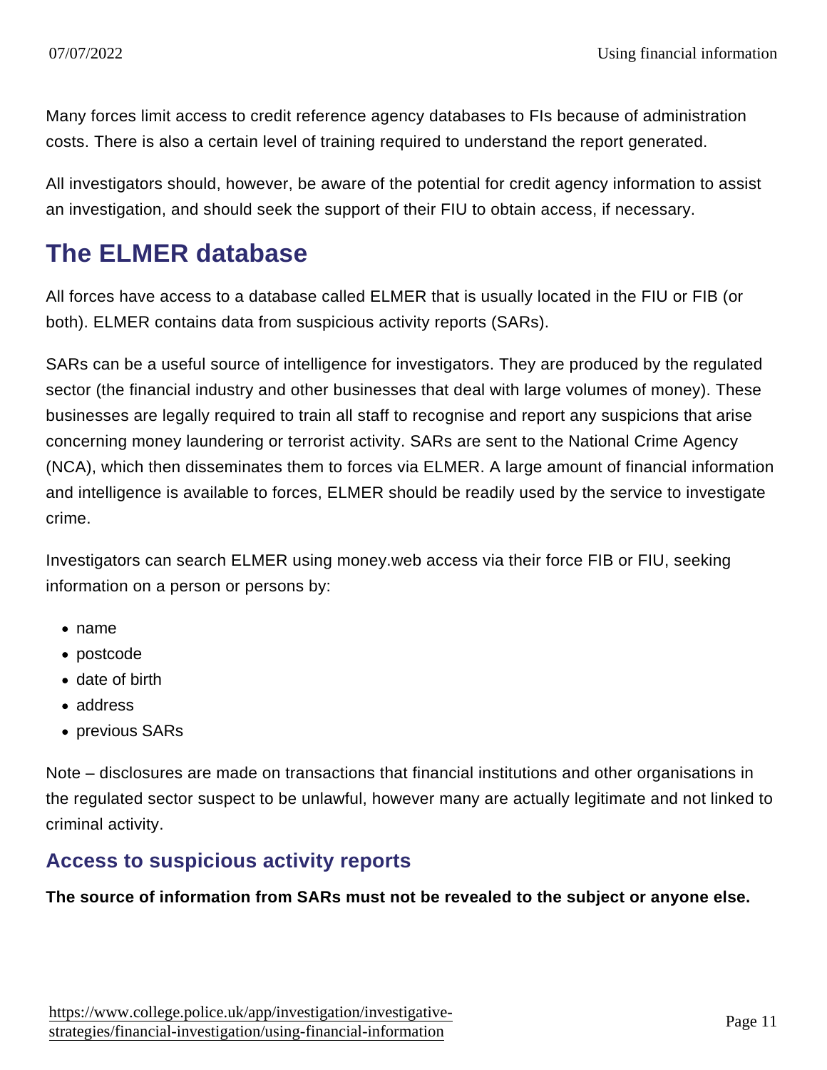Many forces limit access to credit reference agency databases to FIs because of administration costs. There is also a certain level of training required to understand the report generated.

All investigators should, however, be aware of the potential for credit agency information to assist an investigation, and should seek the support of their FIU to obtain access, if necessary.

## The ELMER database

All forces have access to a database called ELMER that is usually located in the FIU or FIB (or both). ELMER contains data from suspicious activity reports (SARs).

SARs can be a useful source of intelligence for investigators. They are produced by the regulated sector (the financial industry and other businesses that deal with large volumes of money). These businesses are legally required to train all staff to recognise and report any suspicions that arise concerning money laundering or terrorist activity. SARs are sent to the National Crime Agency (NCA), which then disseminates them to forces via ELMER. A large amount of financial information and intelligence is available to forces, ELMER should be readily used by the service to investigate crime.

Investigators can search ELMER using money.web access via their force FIB or FIU, seeking information on a person or persons by:

- name
- postcode
- date of birth
- address
- previous SARs

Note – disclosures are made on transactions that financial institutions and other organisations in the regulated sector suspect to be unlawful, however many are actually legitimate and not linked to criminal activity.

### Access to suspicious activity reports

**The source of information from SARs must not be revealed to the subject or anyone else.**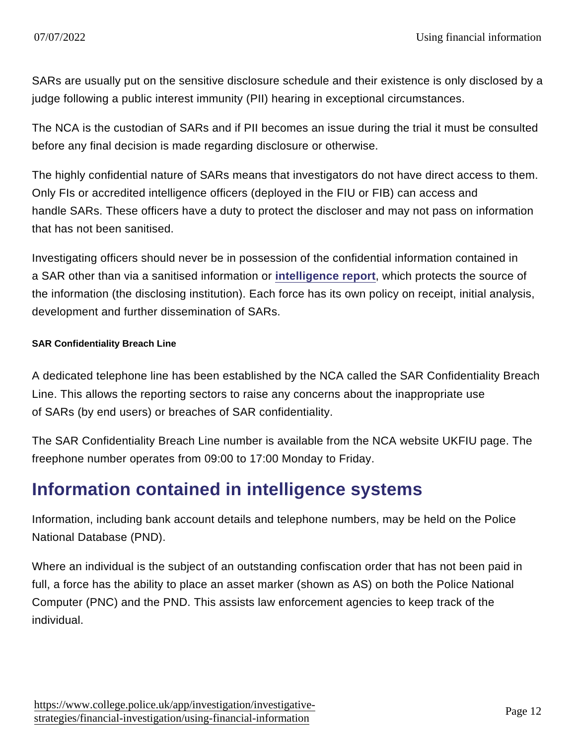SARs are usually put on the sensitive disclosure schedule and their existence is only disclosed by a judge following a public interest immunity (PII) hearing in exceptional circumstances.

The NCA is the custodian of SARs and if PII becomes an issue during the trial it must be consulted before any final decision is made regarding disclosure or otherwise.

The highly confidential nature of SARs means that investigators do not have direct access to them. Only FIs or accredited intelligence officers (deployed in the FIU or FIB) can access and handle SARs. These officers have a duty to protect the discloser and may not pass on information that has not been sanitised.

Investigating officers should never be in possession of the confidential information contained in a SAR other than via a sanitised information or **intelligence report**, which protects the source of the information (the disclosing institution). Each force has its own policy on receipt, initial analysis, development and further dissemination of SARs.

#### SAR Confidentiality Breach Line

A dedicated telephone line has been established by the NCA called the SAR Confidentiality Breach Line. This allows the reporting sectors to raise any concerns about the inappropriate use of SARs (by end users) or breaches of SAR confidentiality.

The SAR Confidentiality Breach Line number is available from the NCA website UKFIU page. The freephone number operates from 09:00 to 17:00 Monday to Friday.

## Information contained in intelligence systems

Information, including bank account details and telephone numbers, may be held on the Police National Database (PND).

Where an individual is the subject of an outstanding confiscation order that has not been paid in full, a force has the ability to place an asset marker (shown as AS) on both the Police National Computer (PNC) and the PND. This assists law enforcement agencies to keep track of the individual.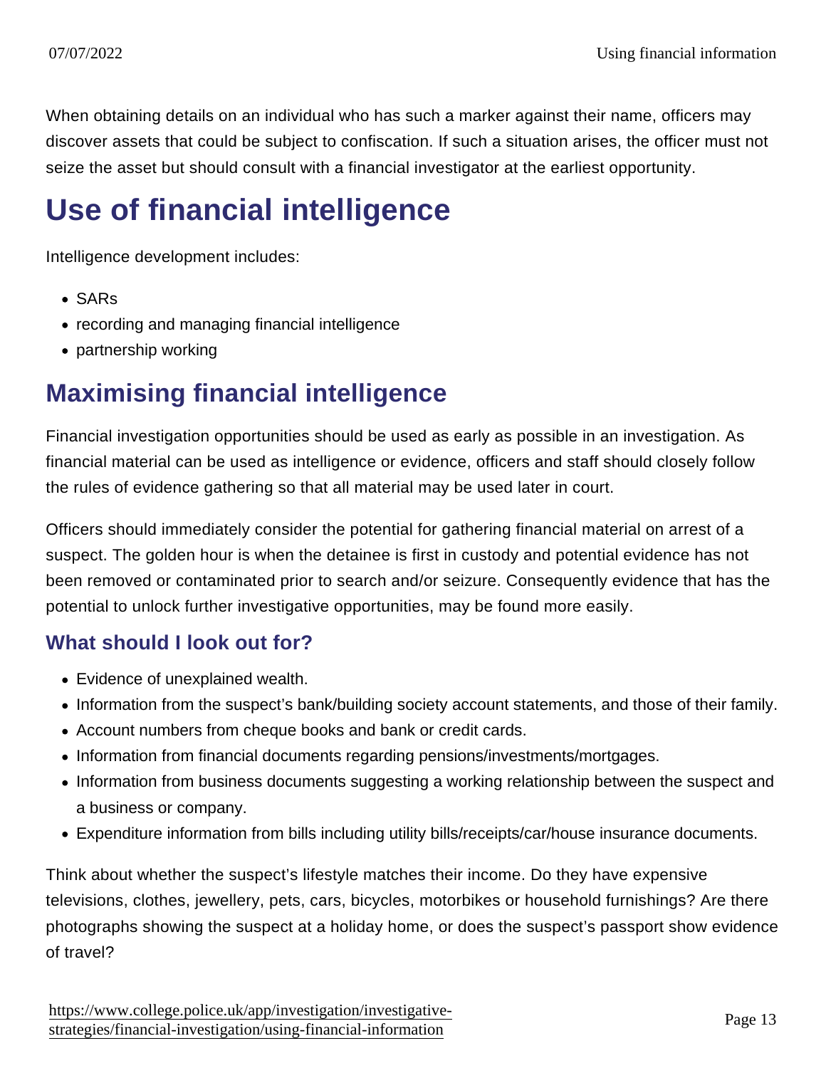When obtaining details on an individual who has such a marker against their name, officers may discover assets that could be subject to confiscation. If such a situation arises, the officer must not seize the asset but should consult with a financial investigator at the earliest opportunity.

# Use of financial intelligence

Intelligence development includes:

- SARs
- recording and managing financial intelligence
- partnership working

## Maximising financial intelligence

Financial investigation opportunities should be used as early as possible in an investigation. As financial material can be used as intelligence or evidence, officers and staff should closely follow the rules of evidence gathering so that all material may be used later in court.

Officers should immediately consider the potential for gathering financial material on arrest of a suspect. The golden hour is when the detainee is first in custody and potential evidence has not been removed or contaminated prior to search and/or seizure. Consequently evidence that has the potential to unlock further investigative opportunities, may be found more easily.

### What should I look out for?

- Evidence of unexplained wealth.
- Information from the suspect's bank/building society account statements, and those of their family.
- Account numbers from cheque books and bank or credit cards.
- Information from financial documents regarding pensions/investments/mortgages.
- Information from business documents suggesting a working relationship between the suspect and a business or company.
- Expenditure information from bills including utility bills/receipts/car/house insurance documents.

Think about whether the suspect's lifestyle matches their income. Do they have expensive televisions, clothes, jewellery, pets, cars, bicycles, motorbikes or household furnishings? Are there photographs showing the suspect at a holiday home, or does the suspect's passport show evidence of travel?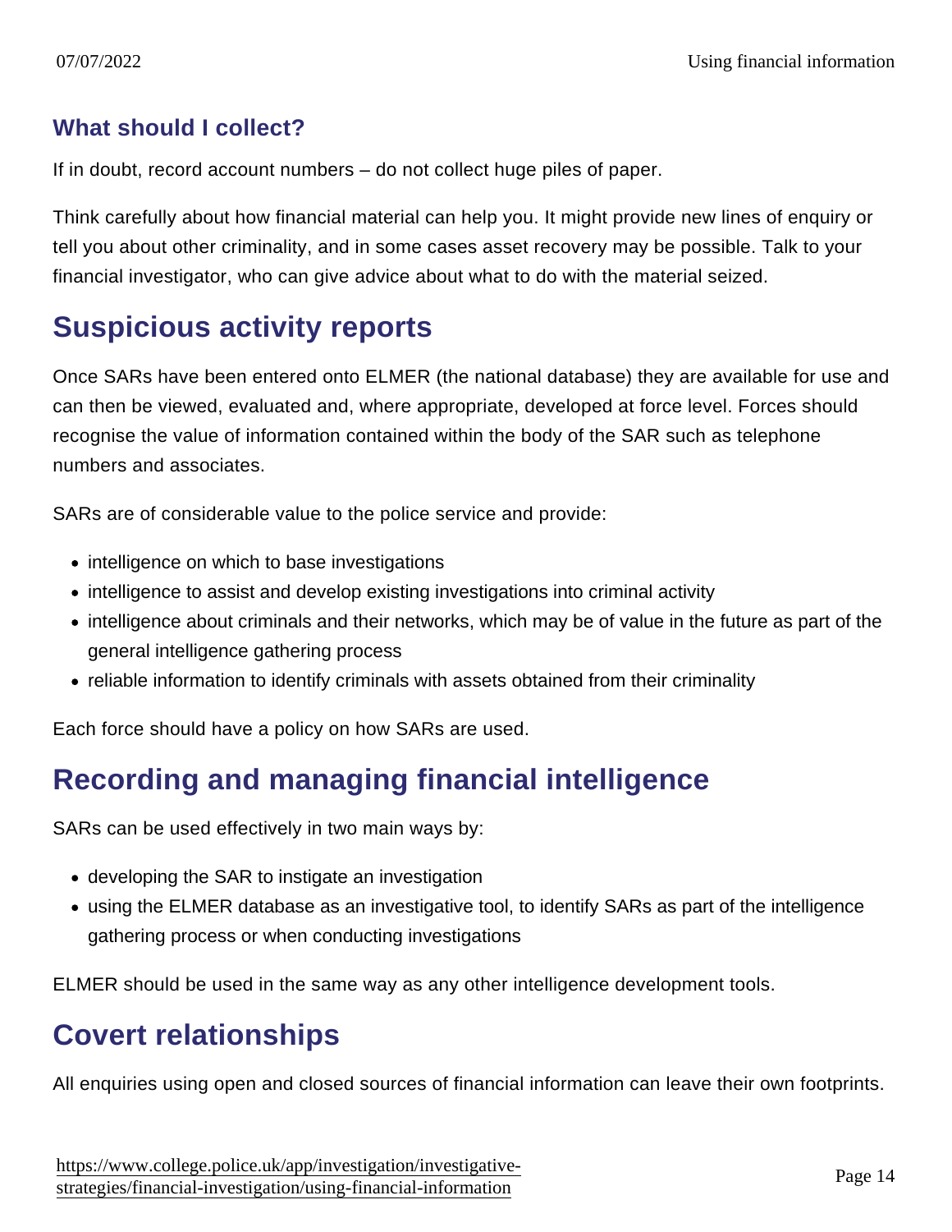### What should I collect?

If in doubt, record account numbers – do not collect huge piles of paper.

Think carefully about how financial material can help you. It might provide new lines of enquiry or tell you about other criminality, and in some cases asset recovery may be possible. Talk to your financial investigator, who can give advice about what to do with the material seized.

## Suspicious activity reports

Once SARs have been entered onto ELMER (the national database) they are available for use and can then be viewed, evaluated and, where appropriate, developed at force level. Forces should recognise the value of information contained within the body of the SAR such as telephone numbers and associates.

SARs are of considerable value to the police service and provide:

- intelligence on which to base investigations
- intelligence to assist and develop existing investigations into criminal activity
- intelligence about criminals and their networks, which may be of value in the future as part of the general intelligence gathering process
- reliable information to identify criminals with assets obtained from their criminality

Each force should have a policy on how SARs are used.

## Recording and managing financial intelligence

SARs can be used effectively in two main ways by:

- developing the SAR to instigate an investigation
- using the ELMER database as an investigative tool, to identify SARs as part of the intelligence gathering process or when conducting investigations

ELMER should be used in the same way as any other intelligence development tools.

## Covert relationships

All enquiries using open and closed sources of financial information can leave their own footprints.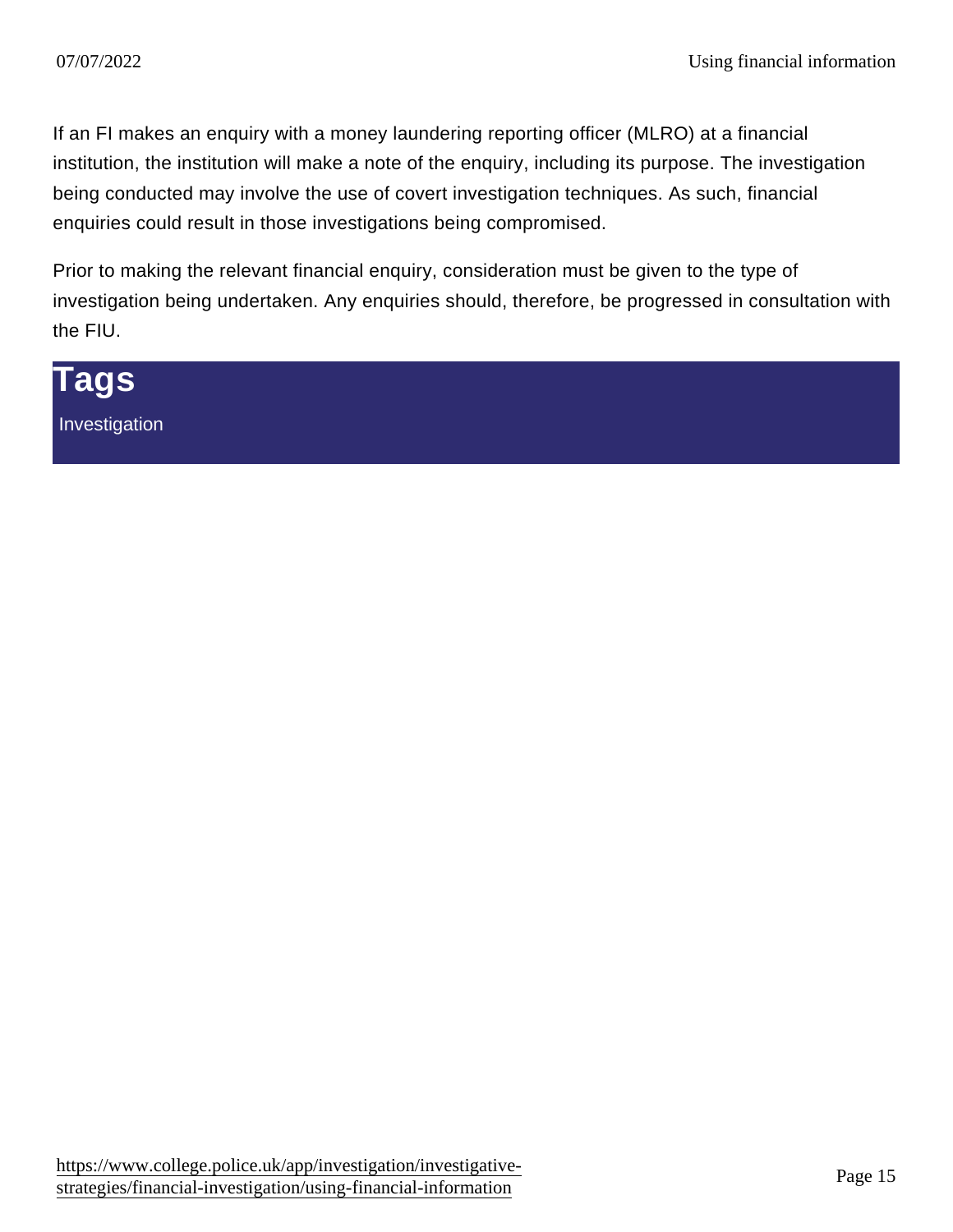If an FI makes an enquiry with a money laundering reporting officer (MLRO) at a financial institution, the institution will make a note of the enquiry, including its purpose. The investigation being conducted may involve the use of covert investigation techniques. As such, financial enquiries could result in those investigations being compromised.

Prior to making the relevant financial enquiry, consideration must be given to the type of investigation being undertaken. Any enquiries should, therefore, be progressed in consultation with the FIU.

## Tags

Investigation